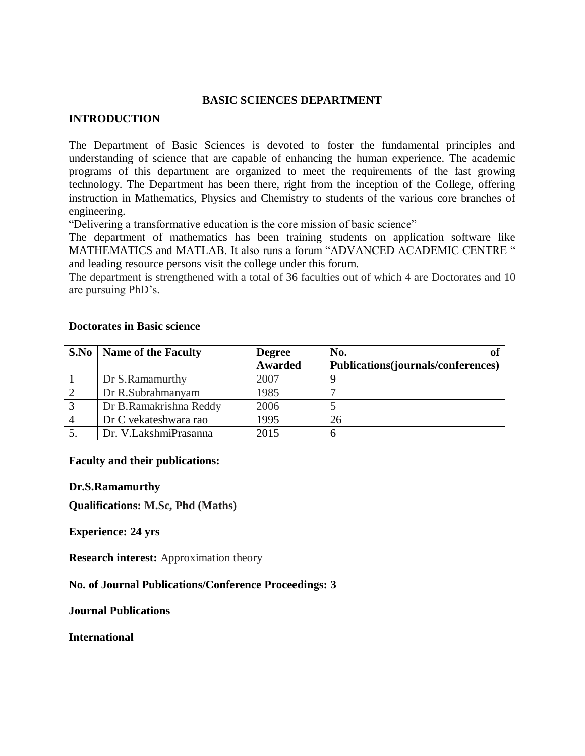# BASIC SCIENCES DEPARTMENT

## INTRODUCTION

The Department of Basic Sciences is devoted to foster the fundamental principles and understanding of science that are capable of enhancing the human experience. The academic programs of this department are organized to meet the requirements of the fast growing technology. The Department has been there, right from the inception of the College, offering instruction in Mathematics, Physics and Chemistry to students of the various core branches of engineering.

"Delivering a transformative education is the core mission of basic science"

The department of mathematics has been training students on application software like MATHEMATICS and MATLAB. It also runs a forum "ADVANCED ACADEMIC CENTRE " and leading resource persons visit the college under this forum.

The department is strengthened with a total of 36 faculties out of which 4 are Doctorates and 10 are pursuing PhD's.

**Doctorates in Basic science**

| S.No | Name of the Faculty | Degree Awarded | No. of Publications(journals/conferences) |
|---|---|---|---|
| 1 | Dr S.Ramamurthy | 2007 | 9 |
| 2 | Dr R.Subrahmanyam | 1985 | 7 |
| 3 | Dr B.Ramakrishna Reddy | 2006 | 5 |
| 4 | Dr C vekateshwara rao | 1995 | 26 |
| 5. | Dr. V.LakshmiPrasanna | 2015 | 6 |

**Faculty and their publications:**

**Dr.S.Ramamurthy**

**Qualifications: M.Sc, Phd (Maths)**

**Experience: 24 yrs**

**Research interest:** Approximation theory

**No. of Journal Publications/Conference Proceedings: 3**

**Journal Publications**

**International**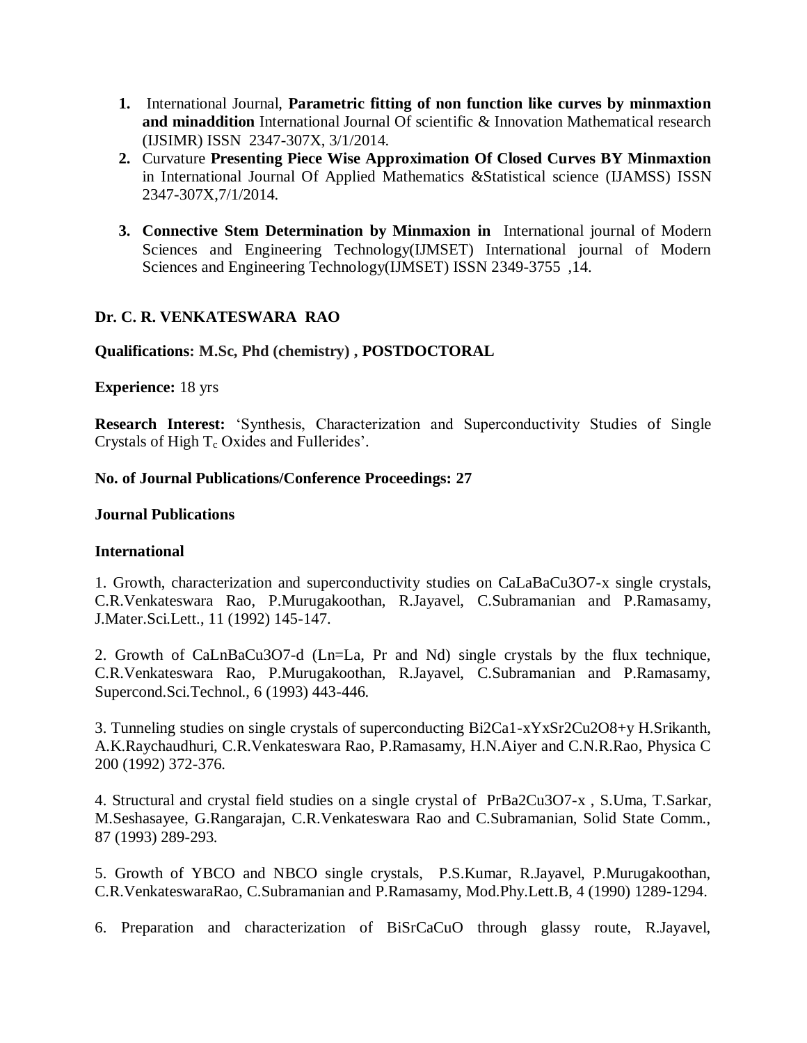1. International Journal, **Parametric fitting of non function like curves by minmaxtion and minaddition** International Journal Of scientific & Innovation Mathematical research (IJSIMR) ISSN 2347-307X, 3/1/2014.
2. Curvature **Presenting Piece Wise Approximation Of Closed Curves BY Minmaxtion** in International Journal Of Applied Mathematics &Statistical science (IJAMSS) ISSN 2347-307X,7/1/2014.
3. **Connective Stem Determination by Minmaxion in** International journal of Modern Sciences and Engineering Technology(IJMSET) International journal of Modern Sciences and Engineering Technology(IJMSET) ISSN 2349-3755 ,14.

**Dr. C. R. VENKATESWARA RAO**

**Qualifications: M.Sc, Phd (chemistry) , POSTDOCTORAL**

**Experience:** 18 yrs

**Research Interest:** 'Synthesis, Characterization and Superconductivity Studies of Single Crystals of High $T_c$ Oxides and Fullerides'.

**No. of Journal Publications/Conference Proceedings: 27**

**Journal Publications**

**International**

1. Growth, characterization and superconductivity studies on $CaLaBaCu_3O_{7-x}$ single crystals, C.R.Venkateswara Rao, P.Murugakoothan, R.Jayavel, C.Subramanian and P.Ramasamy, J.Mater.Sci.Lett., 11 (1992) 145-147.

2. Growth of $CaLnBaCu_3O_{7-d}$ (Ln=La, Pr and Nd) single crystals by the flux technique, C.R.Venkateswara Rao, P.Murugakoothan, R.Jayavel, C.Subramanian and P.Ramasamy, Supercond.Sci.Technol., 6 (1993) 443-446.

3. Tunneling studies on single crystals of superconducting $Bi_2Ca_{1-x}Y_xSr_2Cu_2O_{8+y}$ H.Srikanth, A.K.Raychaudhuri, C.R.Venkateswara Rao, P.Ramasamy, H.N.Aiyer and C.N.R.Rao, Physica C 200 (1992) 372-376.

4. Structural and crystal field studies on a single crystal of $PrBa_2Cu_3O_{7-x}$ , S.Uma, T.Sarkar, M.Seshasayee, G.Rangarajan, C.R.Venkateswara Rao and C.Subramanian, Solid State Comm., 87 (1993) 289-293.

5. Growth of YBCO and NBCO single crystals, P.S.Kumar, R.Jayavel, P.Murugakoothan, C.R.VenkateswaraRao, C.Subramanian and P.Ramasamy, Mod.Phy.Lett.B, 4 (1990) 1289-1294.

6. Preparation and characterization of BiSrCaCuO through glassy route, R.Jayavel,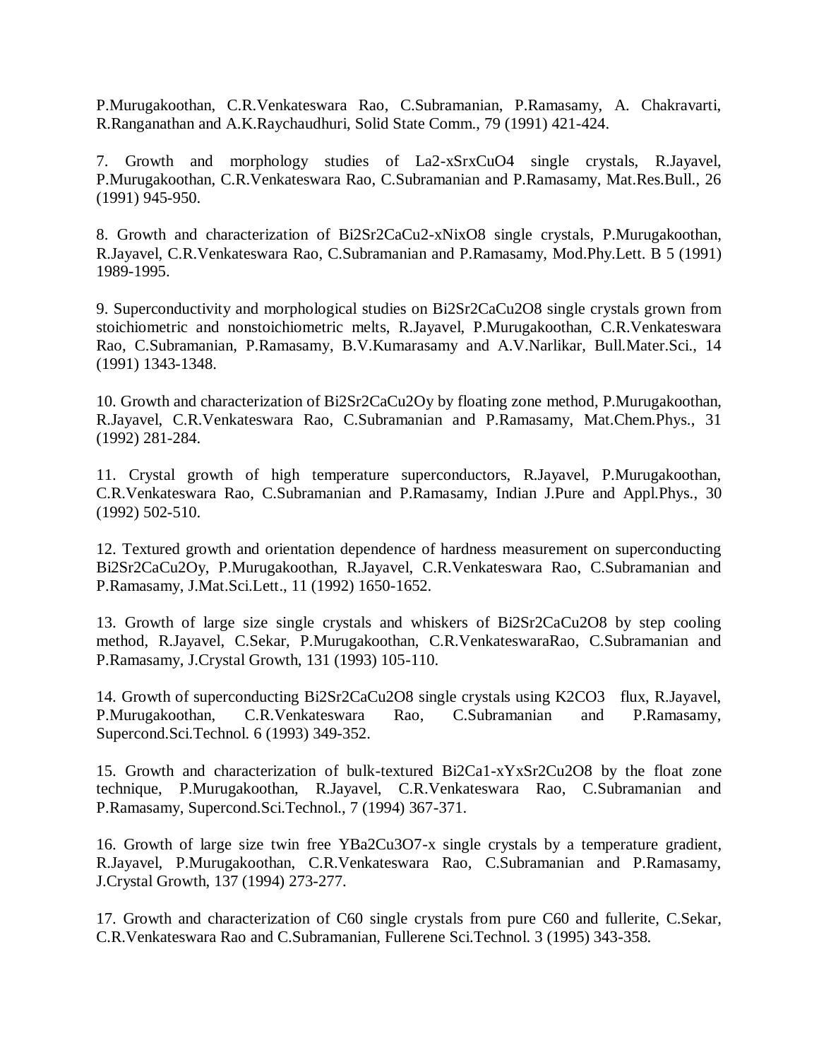P.Murugakoothan, C.R.Venkateswara Rao, C.Subramanian, P.Ramasamy, A. Chakravarti, R.Ranganathan and A.K.Raychaudhuri, Solid State Comm., 79 (1991) 421-424.

7. Growth and morphology studies of $La_{2-x}Sr_xCuO_4$ single crystals, R.Jayavel, P.Murugakoothan, C.R.Venkateswara Rao, C.Subramanian and P.Ramasamy, Mat.Res.Bull., 26 (1991) 945-950.

8. Growth and characterization of $Bi_2Sr_2CaCu_{2-x}Ni_xO_8$ single crystals, P.Murugakoothan, R.Jayavel, C.R.Venkateswara Rao, C.Subramanian and P.Ramasamy, Mod.Phy.Lett. B 5 (1991) 1989-1995.

9. Superconductivity and morphological studies on $Bi_2Sr_2CaCu_2O_8$ single crystals grown from stoichiometric and nonstoichiometric melts, R.Jayavel, P.Murugakoothan, C.R.Venkateswara Rao, C.Subramanian, P.Ramasamy, B.V.Kumarasamy and A.V.Narlikar, Bull.Mater.Sci., 14 (1991) 1343-1348.

10. Growth and characterization of $Bi_2Sr_2CaCu_2O_y$ by floating zone method, P.Murugakoothan, R.Jayavel, C.R.Venkateswara Rao, C.Subramanian and P.Ramasamy, Mat.Chem.Phys., 31 (1992) 281-284.

11. Crystal growth of high temperature superconductors, R.Jayavel, P.Murugakoothan, C.R.Venkateswara Rao, C.Subramanian and P.Ramasamy, Indian J.Pure and Appl.Phys., 30 (1992) 502-510.

12. Textured growth and orientation dependence of hardness measurement on superconducting $Bi_2Sr_2CaCu_2O_y$, P.Murugakoothan, R.Jayavel, C.R.Venkateswara Rao, C.Subramanian and P.Ramasamy, J.Mat.Sci.Lett., 11 (1992) 1650-1652.

13. Growth of large size single crystals and whiskers of $Bi_2Sr_2CaCu_2O_8$ by step cooling method, R.Jayavel, C.Sekar, P.Murugakoothan, C.R.VenkateswaraRao, C.Subramanian and P.Ramasamy, J.Crystal Growth, 131 (1993) 105-110.

14. Growth of superconducting $Bi_2Sr_2CaCu_2O_8$ single crystals using $K_2CO_3$ flux, R.Jayavel, P.Murugakoothan, C.R.Venkateswara Rao, C.Subramanian and P.Ramasamy, Supercond.Sci.Technol. 6 (1993) 349-352.

15. Growth and characterization of bulk-textured $Bi_2Ca_{1-x}Y_xSr_2Cu_2O_8$ by the float zone technique, P.Murugakoothan, R.Jayavel, C.R.Venkateswara Rao, C.Subramanian and P.Ramasamy, Supercond.Sci.Technol., 7 (1994) 367-371.

16. Growth of large size twin free $YBa_2Cu_3O_{7-x}$ single crystals by a temperature gradient, R.Jayavel, P.Murugakoothan, C.R.Venkateswara Rao, C.Subramanian and P.Ramasamy, J.Crystal Growth, 137 (1994) 273-277.

17. Growth and characterization of $C_{60}$ single crystals from pure $C_{60}$ and fullerite, C.Sekar, C.R.Venkateswara Rao and C.Subramanian, Fullerene Sci.Technol. 3 (1995) 343-358.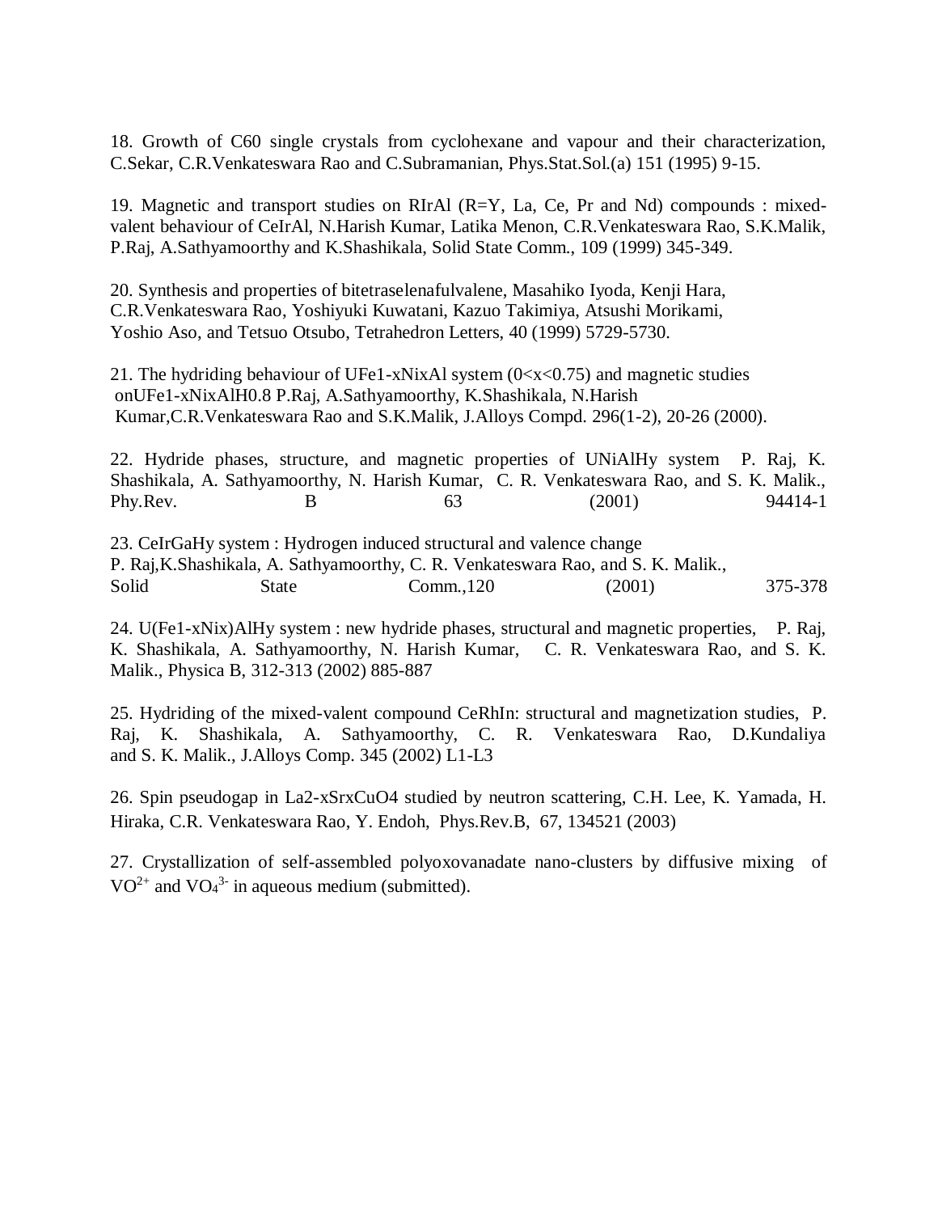18. Growth of $C_{60}$ single crystals from cyclohexane and vapour and their characterization, C.Sekar, C.R.Venkateswara Rao and C.Subramanian, Phys.Stat.Sol.(a) 151 (1995) 9-15.

19. Magnetic and transport studies on RIrAl (R=Y, La, Ce, Pr and Nd) compounds : mixed-valent behaviour of CeIrAl, N.Harish Kumar, Latika Menon, C.R.Venkateswara Rao, S.K.Malik, P.Raj, A.Sathyamoorthy and K.Shashikala, Solid State Comm., 109 (1999) 345-349.

20. Synthesis and properties of bitetraselenafulvalene, Masahiko Iyoda, Kenji Hara, C.R.Venkateswara Rao, Yoshiyuki Kuwatani, Kazuo Takimiya, Atsushi Morikami, Yoshio Aso, and Tetsuo Otsubo, Tetrahedron Letters, 40 (1999) 5729-5730.

21. The hydriding behaviour of $UFe_{1-x}Ni_xAl$ system ($0<x<0.75$) and magnetic studies on $UFe_{1-x}Ni_xAlH_{0.8}$ P.Raj, A.Sathyamoorthy, K.Shashikala, N.Harish Kumar, C.R.Venkateswara Rao and S.K.Malik, J.Alloys Compd. 296(1-2), 20-26 (2000).

22. Hydride phases, structure, and magnetic properties of $UNiAlH_y$ system P. Raj, K. Shashikala, A. Sathyamoorthy, N. Harish Kumar, C. R. Venkateswara Rao, and S. K. Malik., Phy.Rev. B 63 (2001) 94414-1

23. $CeIrGaH_y$ system : Hydrogen induced structural and valence change P. Raj,K.Shashikala, A. Sathyamoorthy, C. R. Venkateswara Rao, and S. K. Malik., Solid State Comm.,120 (2001) 375-378

24. $U(Fe_{1-x}Ni_x)AlH_y$ system : new hydride phases, structural and magnetic properties, P. Raj, K. Shashikala, A. Sathyamoorthy, N. Harish Kumar, C. R. Venkateswara Rao, and S. K. Malik., Physica B, 312-313 (2002) 885-887

25. Hydriding of the mixed-valent compound CeRhIn: structural and magnetization studies, P. Raj, K. Shashikala, A. Sathyamoorthy, C. R. Venkateswara Rao, D.Kundaliya and S. K. Malik., J.Alloys Comp. 345 (2002) L1-L3

26. Spin pseudogap in $La_{2-x}Sr_xCuO_4$ studied by neutron scattering, C.H. Lee, K. Yamada, H. Hiraka, C.R. Venkateswara Rao, Y. Endoh, Phys.Rev.B, 67, 134521 (2003)

27. Crystallization of self-assembled polyoxovanadate nano-clusters by diffusive mixing of $VO^{2+}$ and $VO_4^{3-}$ in aqueous medium (submitted).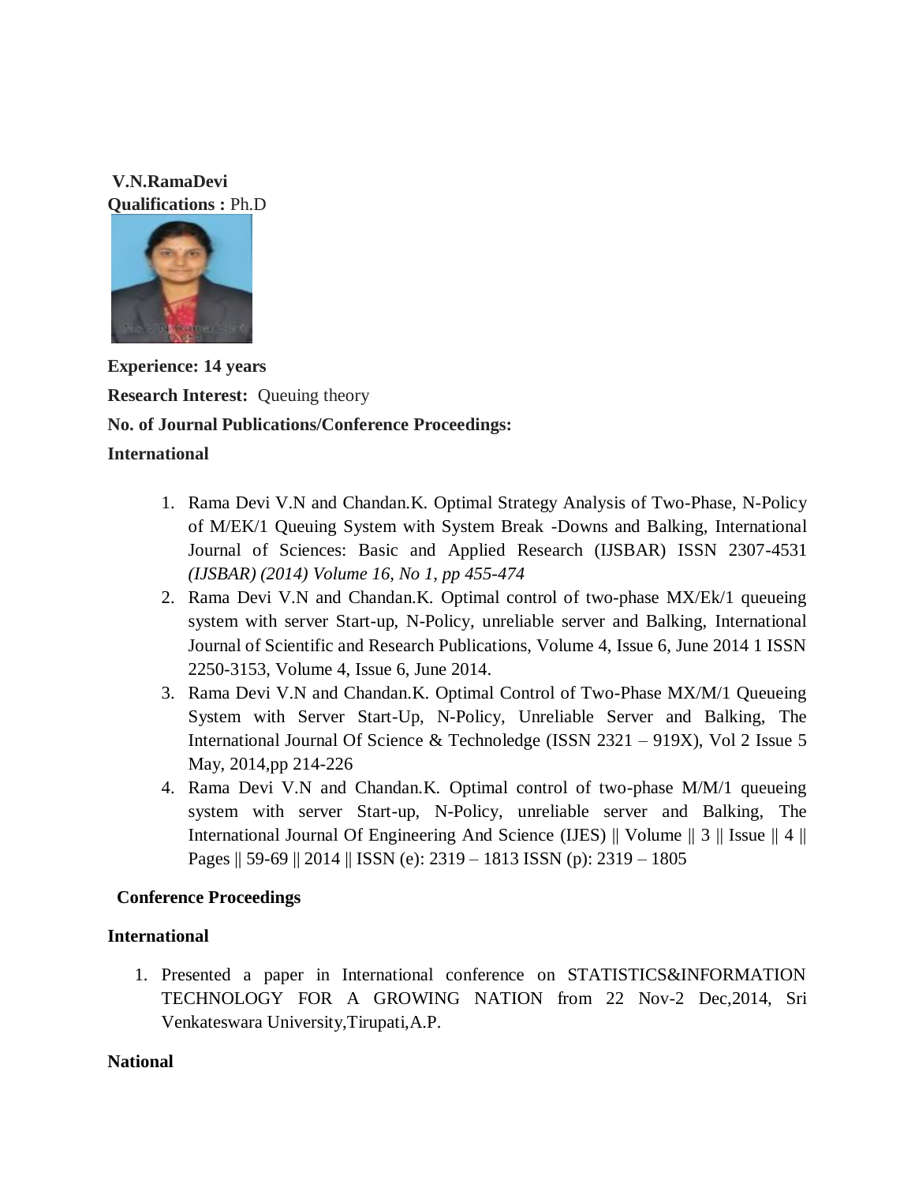**V.N.RamaDevi**

**Qualifications :** Ph.D

**Experience: 14 years**

**Research Interest:** Queuing theory

**No. of Journal Publications/Conference Proceedings:**

**International**

1. Rama Devi V.N and Chandan.K. Optimal Strategy Analysis of Two-Phase, N-Policy of M/EK/1 Queuing System with System Break -Downs and Balking, International Journal of Sciences: Basic and Applied Research (IJSBAR) ISSN 2307-4531 *(IJSBAR) (2014) Volume 16, No 1, pp 455-474*
2. Rama Devi V.N and Chandan.K. Optimal control of two-phase MX/Ek/1 queueing system with server Start-up, N-Policy, unreliable server and Balking, International Journal of Scientific and Research Publications, Volume 4, Issue 6, June 2014 1 ISSN 2250-3153, Volume 4, Issue 6, June 2014.
3. Rama Devi V.N and Chandan.K. Optimal Control of Two-Phase MX/M/1 Queueing System with Server Start-Up, N-Policy, Unreliable Server and Balking, The International Journal Of Science & Technoledge (ISSN 2321 – 919X), Vol 2 Issue 5 May, 2014,pp 214-226
4. Rama Devi V.N and Chandan.K. Optimal control of two-phase M/M/1 queueing system with server Start-up, N-Policy, unreliable server and Balking, The International Journal Of Engineering And Science (IJES) || Volume || 3 || Issue || 4 || Pages || 59-69 || 2014 || ISSN (e): 2319 – 1813 ISSN (p): 2319 – 1805

**Conference Proceedings**

**International**

1. Presented a paper in International conference on STATISTICS&INFORMATION TECHNOLOGY FOR A GROWING NATION from 22 Nov-2 Dec,2014, Sri Venkateswara University,Tirupati,A.P.

**National**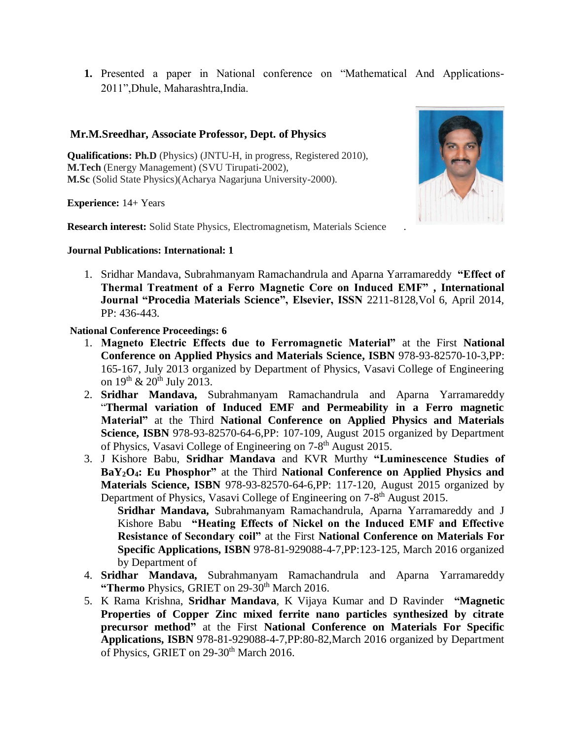1. Presented a paper in National conference on "Mathematical And Applications-2011",Dhule, Maharashtra,India.

## Mr.M.Sreedhar, Associate Professor, Dept. of Physics

**Qualifications: Ph.D** (Physics) (JNTU-H, in progress, Registered 2010),
**M.Tech** (Energy Management) (SVU Tirupati-2002),
**M.Sc** (Solid State Physics)(Acharya Nagarjuna University-2000).

**Experience:** 14+ Years

**Research interest:** Solid State Physics, Electromagnetism, Materials Science .

**Journal Publications: International: 1**

1. Sridhar Mandava, Subrahmanyam Ramachandrula and Aparna Yarramareddy **"Effect of Thermal Treatment of a Ferro Magnetic Core on Induced EMF" , International Journal "Procedia Materials Science", Elsevier, ISSN** 2211-8128,Vol 6, April 2014, PP: 436-443.

**National Conference Proceedings: 6**

1. **Magneto Electric Effects due to Ferromagnetic Material"** at the First **National Conference on Applied Physics and Materials Science, ISBN** 978-93-82570-10-3,PP: 165-167, July 2013 organized by Department of Physics, Vasavi College of Engineering on 19th & 20th July 2013.
2. **Sridhar Mandava,** Subrahmanyam Ramachandrula and Aparna Yarramareddy "**Thermal variation of Induced EMF and Permeability in a Ferro magnetic Material"** at the Third **National Conference on Applied Physics and Materials Science, ISBN** 978-93-82570-64-6,PP: 107-109, August 2015 organized by Department of Physics, Vasavi College of Engineering on 7-8th August 2015.
3. J Kishore Babu, **Sridhar Mandava** and KVR Murthy **"Luminescence Studies of $BaY_2O_4$: Eu Phosphor"** at the Third **National Conference on Applied Physics and Materials Science, ISBN** 978-93-82570-64-6,PP: 117-120, August 2015 organized by Department of Physics, Vasavi College of Engineering on 7-8th August 2015.

   **Sridhar Mandava,** Subrahmanyam Ramachandrula, Aparna Yarramareddy and J Kishore Babu **"Heating Effects of Nickel on the Induced EMF and Effective Resistance of Secondary coil"** at the First **National Conference on Materials For Specific Applications, ISBN** 978-81-929088-4-7,PP:123-125, March 2016 organized by Department of
4. **Sridhar Mandava,** Subrahmanyam Ramachandrula and Aparna Yarramareddy **"Thermo** Physics, GRIET on 29-30th March 2016.
5. K Rama Krishna, **Sridhar Mandava**, K Vijaya Kumar and D Ravinder **"Magnetic Properties of Copper Zinc mixed ferrite nano particles synthesized by citrate precursor method"** at the First **National Conference on Materials For Specific Applications, ISBN** 978-81-929088-4-7,PP:80-82,March 2016 organized by Department of Physics, GRIET on 29-30th March 2016.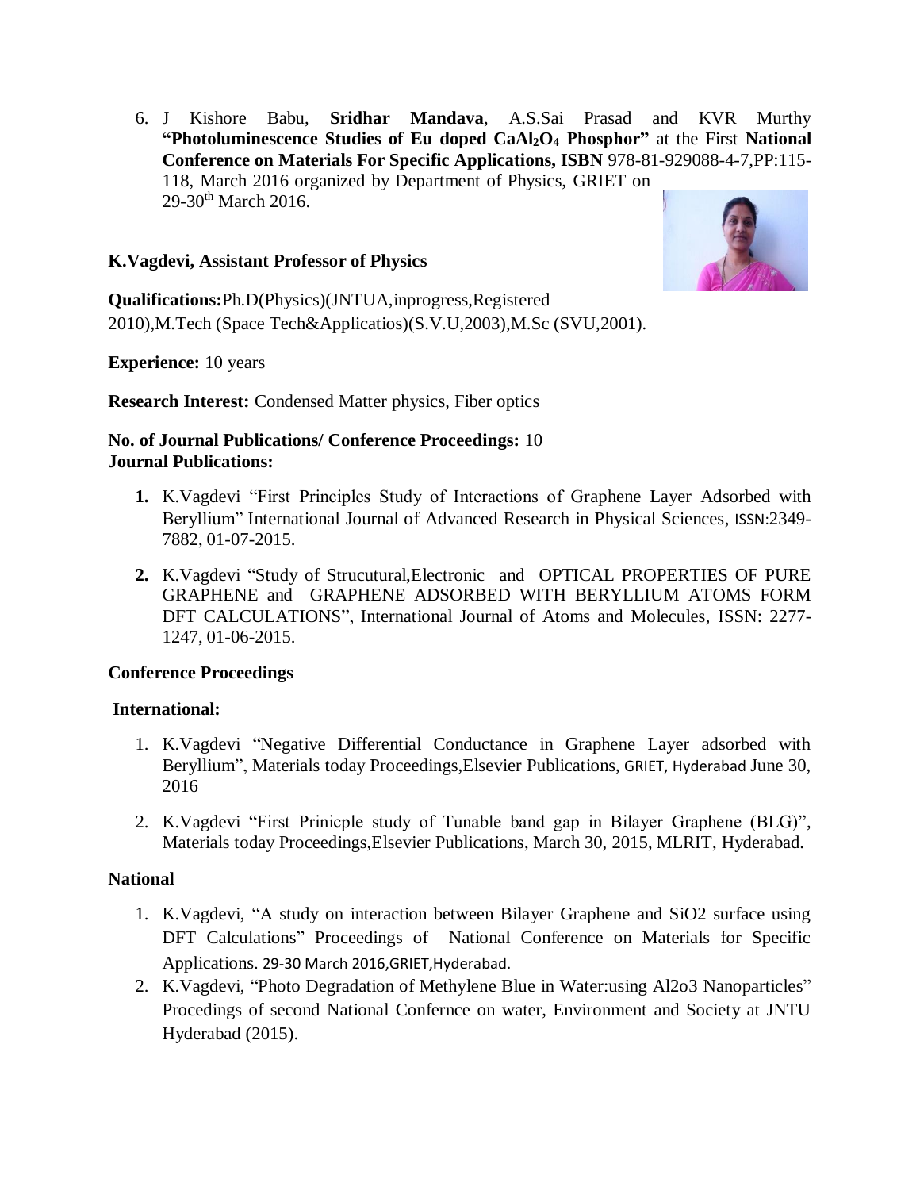6. J Kishore Babu, **Sridhar Mandava**, A.S.Sai Prasad and KVR Murthy **"Photoluminescence Studies of Eu doped $CaAl_2O_4$ Phosphor"** at the First **National Conference on Materials For Specific Applications, ISBN** 978-81-929088-4-7,PP:115-118, March 2016 organized by Department of Physics, GRIET on 29-30th March 2016.

**K.Vagdevi, Assistant Professor of Physics**

**Qualifications:**Ph.D(Physics)(JNTUA,inprogress,Registered 2010),M.Tech (Space Tech&Applicatios)(S.V.U,2003),M.Sc (SVU,2001).

**Experience:** 10 years

**Research Interest:** Condensed Matter physics, Fiber optics

**No. of Journal Publications/ Conference Proceedings:** 10

**Journal Publications:**

1. K.Vagdevi "First Principles Study of Interactions of Graphene Layer Adsorbed with Beryllium" International Journal of Advanced Research in Physical Sciences, ISSN:2349-7882, 01-07-2015.
2. K.Vagdevi "Study of Strucutural,Electronic and OPTICAL PROPERTIES OF PURE GRAPHENE and GRAPHENE ADSORBED WITH BERYLLIUM ATOMS FORM DFT CALCULATIONS", International Journal of Atoms and Molecules, ISSN: 2277-1247, 01-06-2015.

**Conference Proceedings**

**International:**

1. K.Vagdevi "Negative Differential Conductance in Graphene Layer adsorbed with Beryllium", Materials today Proceedings,Elsevier Publications, GRIET, Hyderabad June 30, 2016
2. K.Vagdevi "First Prinicple study of Tunable band gap in Bilayer Graphene (BLG)", Materials today Proceedings,Elsevier Publications, March 30, 2015, MLRIT, Hyderabad.

**National**

1. K.Vagdevi, "A study on interaction between Bilayer Graphene and SiO2 surface using DFT Calculations" Proceedings of National Conference on Materials for Specific Applications. 29-30 March 2016,GRIET,Hyderabad.
2. K.Vagdevi, "Photo Degradation of Methylene Blue in Water:using Al2o3 Nanoparticles" Procedings of second National Confernce on water, Environment and Society at JNTU Hyderabad (2015).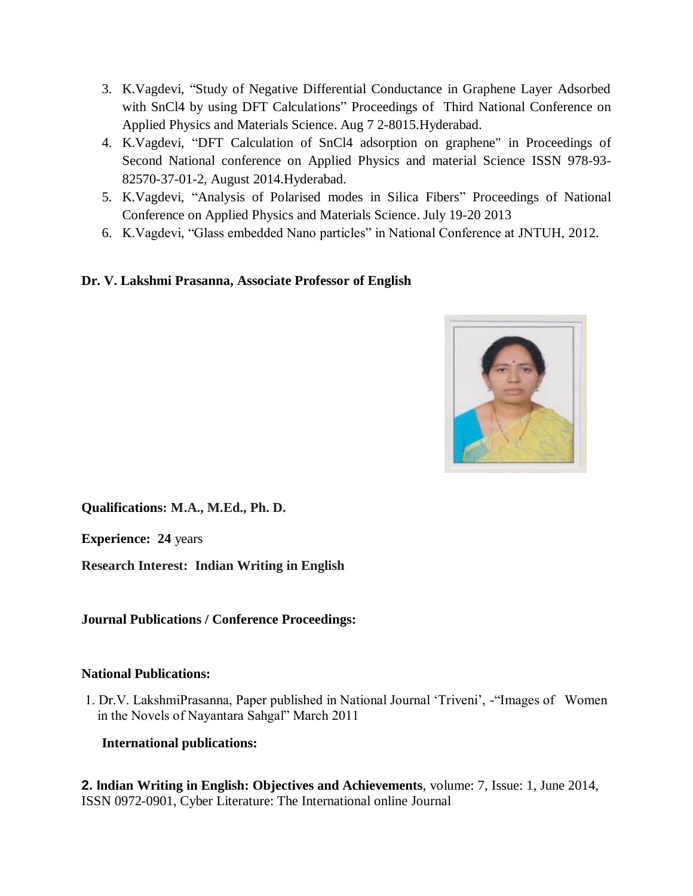3. K.Vagdevi, "Study of Negative Differential Conductance in Graphene Layer Adsorbed with $SnCl_4$ by using DFT Calculations" Proceedings of Third National Conference on Applied Physics and Materials Science. Aug 7 2-8015.Hyderabad.
4. K.Vagdevi, "DFT Calculation of $SnCl_4$ adsorption on graphene" in Proceedings of Second National conference on Applied Physics and material Science ISSN 978-93-82570-37-01-2, August 2014.Hyderabad.
5. K.Vagdevi, "Analysis of Polarised modes in Silica Fibers" Proceedings of National Conference on Applied Physics and Materials Science. July 19-20 2013
6. K.Vagdevi, "Glass embedded Nano particles" in National Conference at JNTUH, 2012.

**Dr. V. Lakshmi Prasanna, Associate Professor of English**

**Qualifications: M.A., M.Ed., Ph. D.**

**Experience: 24** years

**Research Interest: Indian Writing in English**

**Journal Publications / Conference Proceedings:**

**National Publications:**

1. Dr.V. LakshmiPrasanna, Paper published in National Journal 'Triveni', -"Images of Women in the Novels of Nayantara Sahgal" March 2011

**International publications:**

**2. Indian Writing in English: Objectives and Achievements**, volume: 7, Issue: 1, June 2014, ISSN 0972-0901, Cyber Literature: The International online Journal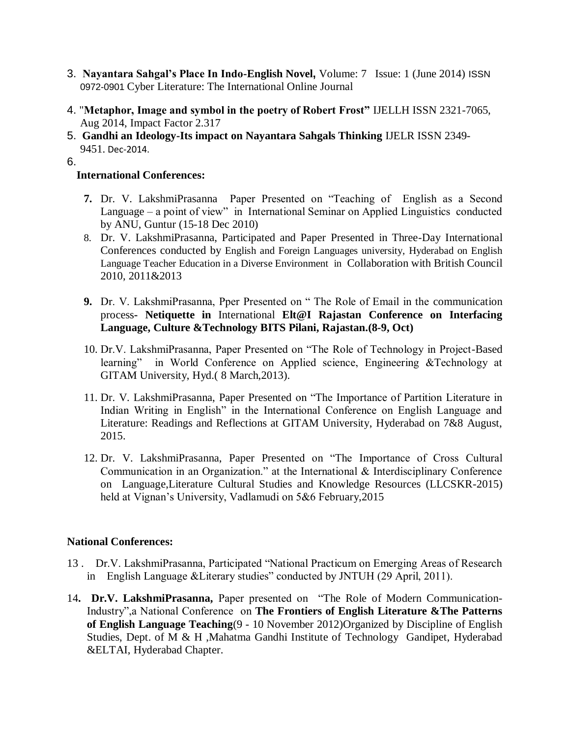3. **Nayantara Sahgal's Place In Indo-English Novel,** Volume: 7 Issue: 1 (June 2014) ISSN 0972-0901 Cyber Literature: The International Online Journal
4. "**Metaphor, Image and symbol in the poetry of Robert Frost"** IJELLH ISSN 2321-7065, Aug 2014, Impact Factor 2.317
5. **Gandhi an Ideology-Its impact on Nayantara Sahgals Thinking** IJELR ISSN 2349-9451. Dec-2014.
6. 

**International Conferences:**

7. Dr. V. LakshmiPrasanna Paper Presented on "Teaching of English as a Second Language – a point of view" in International Seminar on Applied Linguistics conducted by ANU, Guntur (15-18 Dec 2010)
8. Dr. V. LakshmiPrasanna, Participated and Paper Presented in Three-Day International Conferences conducted by English and Foreign Languages university, Hyderabad on English Language Teacher Education in a Diverse Environment in Collaboration with British Council 2010, 2011&2013
9. Dr. V. LakshmiPrasanna, Pper Presented on " The Role of Email in the communication process- **Netiquette in** International **Elt@I Rajastan Conference on Interfacing Language, Culture &Technology BITS Pilani, Rajastan.(8-9, Oct)**
10. Dr.V. LakshmiPrasanna, Paper Presented on "The Role of Technology in Project-Based learning" in World Conference on Applied science, Engineering &Technology at GITAM University, Hyd.( 8 March,2013).
11. Dr. V. LakshmiPrasanna, Paper Presented on "The Importance of Partition Literature in Indian Writing in English" in the International Conference on English Language and Literature: Readings and Reflections at GITAM University, Hyderabad on 7&8 August, 2015.
12. Dr. V. LakshmiPrasanna, Paper Presented on "The Importance of Cross Cultural Communication in an Organization." at the International & Interdisciplinary Conference on Language,Literature Cultural Studies and Knowledge Resources (LLCSKR-2015) held at Vignan's University, Vadlamudi on 5&6 February,2015

**National Conferences:**

13 . Dr.V. LakshmiPrasanna, Participated "National Practicum on Emerging Areas of Research in English Language &Literary studies" conducted by JNTUH (29 April, 2011).

14**. Dr.V. LakshmiPrasanna,** Paper presented on "The Role of Modern Communication-Industry",a National Conference on **The Frontiers of English Literature &The Patterns of English Language Teaching**(9 - 10 November 2012)Organized by Discipline of English Studies, Dept. of M & H ,Mahatma Gandhi Institute of Technology Gandipet, Hyderabad &ELTAI, Hyderabad Chapter.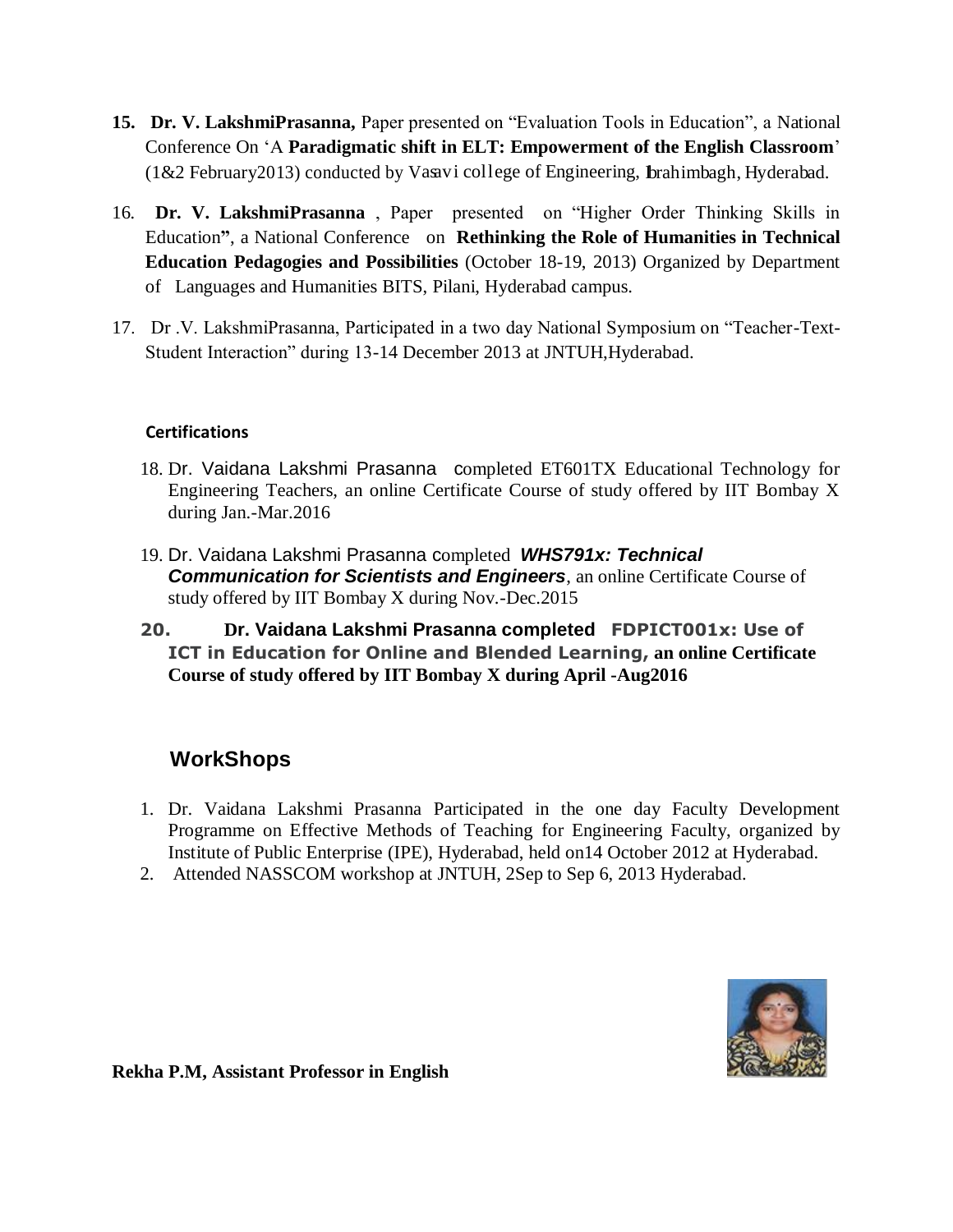15. **Dr. V. LakshmiPrasanna,** Paper presented on "Evaluation Tools in Education", a National Conference On 'A **Paradigmatic shift in ELT: Empowerment of the English Classroom**' (1&2 February2013) conducted by Vasavi college of Engineering, Ibrahimbagh, Hyderabad.

16. **Dr. V. LakshmiPrasanna** , Paper presented on "Higher Order Thinking Skills in Education**"**, a National Conference on **Rethinking the Role of Humanities in Technical Education Pedagogies and Possibilities** (October 18-19, 2013) Organized by Department of Languages and Humanities BITS, Pilani, Hyderabad campus.

17. Dr .V. LakshmiPrasanna, Participated in a two day National Symposium on "Teacher-Text-Student Interaction" during 13-14 December 2013 at JNTUH,Hyderabad.

**Certifications**

18. Dr. Vaidana Lakshmi Prasanna completed ET601TX Educational Technology for Engineering Teachers, an online Certificate Course of study offered by IIT Bombay X during Jan.-Mar.2016

19. Dr. Vaidana Lakshmi Prasanna completed ***WHS791x: Technical Communication for Scientists and Engineers***, an online Certificate Course of study offered by IIT Bombay X during Nov.-Dec.2015

20. **Dr. Vaidana Lakshmi Prasanna completed FDPICT001x: Use of ICT in Education for Online and Blended Learning, an online Certificate Course of study offered by IIT Bombay X during April -Aug2016**

## WorkShops

1. Dr. Vaidana Lakshmi Prasanna Participated in the one day Faculty Development Programme on Effective Methods of Teaching for Engineering Faculty, organized by Institute of Public Enterprise (IPE), Hyderabad, held on14 October 2012 at Hyderabad.
2. Attended NASSCOM workshop at JNTUH, 2Sep to Sep 6, 2013 Hyderabad.

**Rekha P.M, Assistant Professor in English**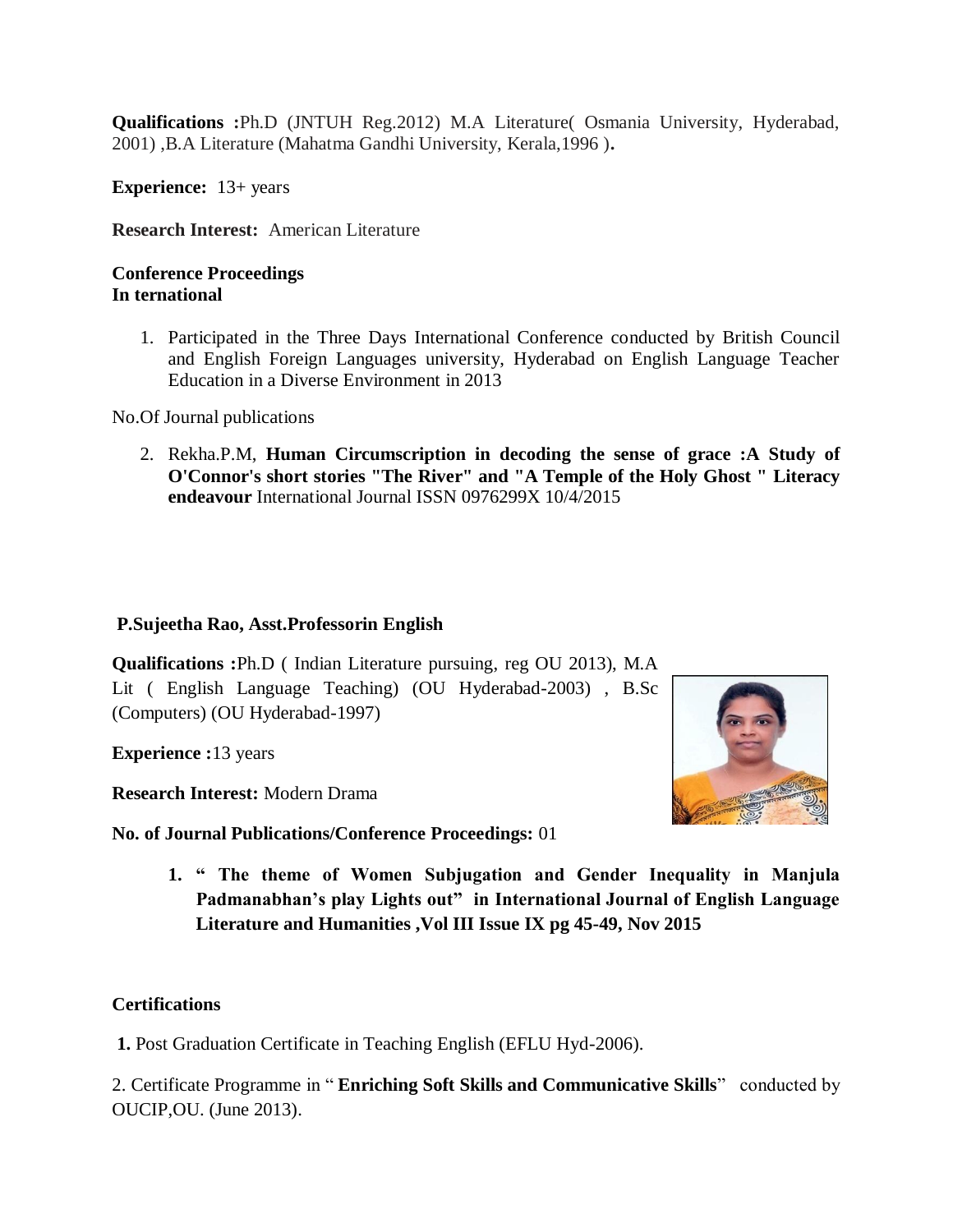**Qualifications :**Ph.D (JNTUH Reg.2012) M.A Literature( Osmania University, Hyderabad, 2001) ,B.A Literature (Mahatma Gandhi University, Kerala,1996 )**.**

**Experience:** 13+ years

**Research Interest:** American Literature

**Conference Proceedings**
**In ternational**

1. Participated in the Three Days International Conference conducted by British Council and English Foreign Languages university, Hyderabad on English Language Teacher Education in a Diverse Environment in 2013

No.Of Journal publications

2. Rekha.P.M, **Human Circumscription in decoding the sense of grace :A Study of O'Connor's short stories "The River" and "A Temple of the Holy Ghost " Literacy endeavour** International Journal ISSN 0976299X 10/4/2015

**P.Sujeetha Rao, Asst.Professorin English**

**Qualifications :**Ph.D ( Indian Literature pursuing, reg OU 2013), M.A Lit ( English Language Teaching) (OU Hyderabad-2003) , B.Sc (Computers) (OU Hyderabad-1997)

**Experience :**13 years

**Research Interest:** Modern Drama

**No. of Journal Publications/Conference Proceedings:** 01

1. **" The theme of Women Subjugation and Gender Inequality in Manjula Padmanabhan's play Lights out" in International Journal of English Language Literature and Humanities ,Vol III Issue IX pg 45-49, Nov 2015**

**Certifications**

**1.** Post Graduation Certificate in Teaching English (EFLU Hyd-2006).

2. Certificate Programme in " **Enriching Soft Skills and Communicative Skills**" conducted by OUCIP,OU. (June 2013).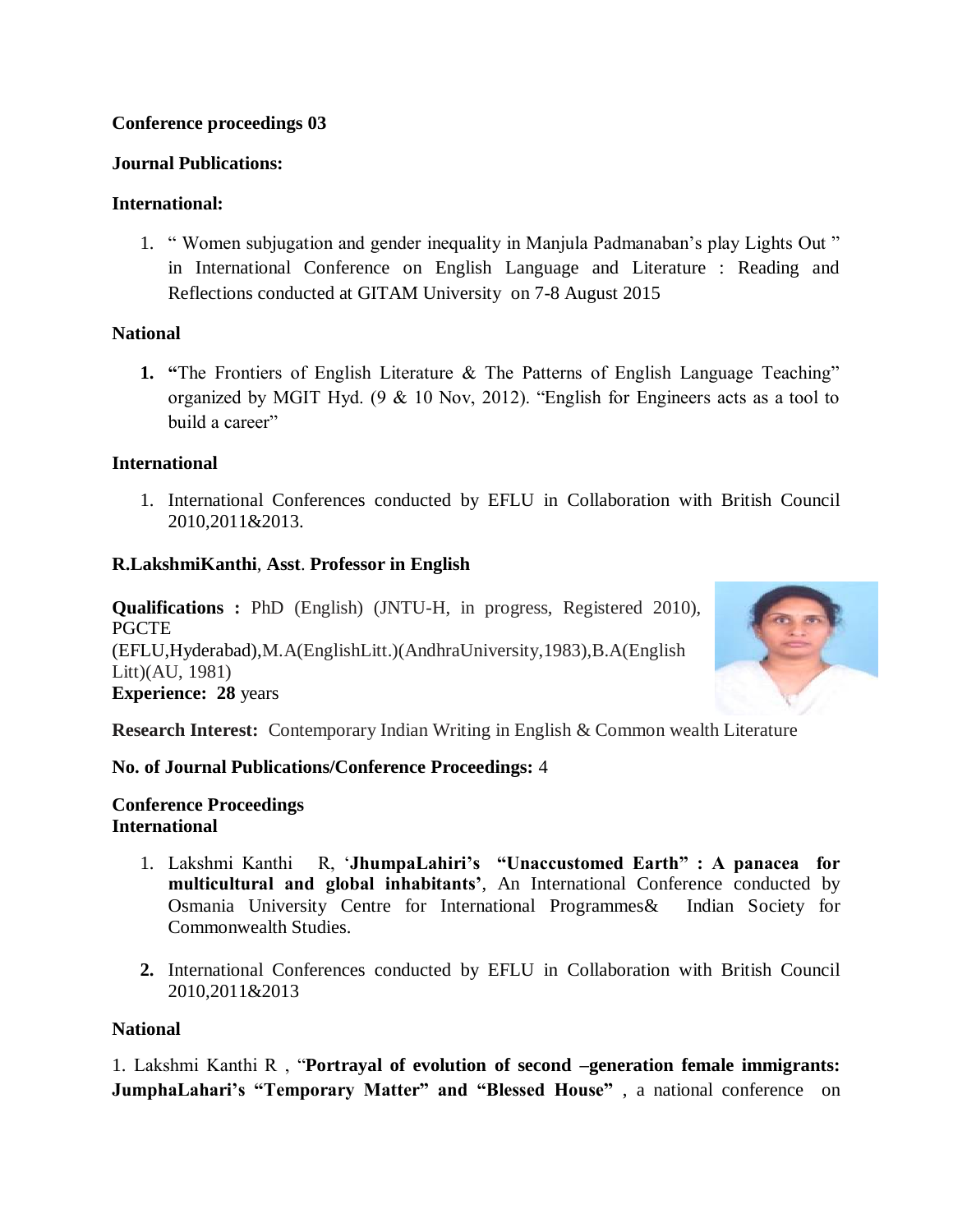**Conference proceedings 03**

**Journal Publications:**

**International:**

1. " Women subjugation and gender inequality in Manjula Padmanaban's play Lights Out " in International Conference on English Language and Literature : Reading and Reflections conducted at GITAM University on 7-8 August 2015

**National**

1. **"**The Frontiers of English Literature & The Patterns of English Language Teaching" organized by MGIT Hyd. (9 & 10 Nov, 2012). "English for Engineers acts as a tool to build a career"

**International**

1. International Conferences conducted by EFLU in Collaboration with British Council 2010,2011&2013.

**R.LakshmiKanthi**, **Asst**. **Professor in English**

**Qualifications :** PhD (English) (JNTU-H, in progress, Registered 2010), PGCTE (EFLU,Hyderabad),M.A(EnglishLitt.)(AndhraUniversity,1983),B.A(English Litt)(AU, 1981)
**Experience: 28** years

**Research Interest:** Contemporary Indian Writing in English & Common wealth Literature

**No. of Journal Publications/Conference Proceedings:** 4

**Conference Proceedings**
**International**

1. Lakshmi Kanthi R, '**JhumpaLahiri's "Unaccustomed Earth" : A panacea for multicultural and global inhabitants'**, An International Conference conducted by Osmania University Centre for International Programmes& Indian Society for Commonwealth Studies.

2. International Conferences conducted by EFLU in Collaboration with British Council 2010,2011&2013

**National**

1. Lakshmi Kanthi R , "**Portrayal of evolution of second –generation female immigrants: JumphaLahari's "Temporary Matter" and "Blessed House"** , a national conference on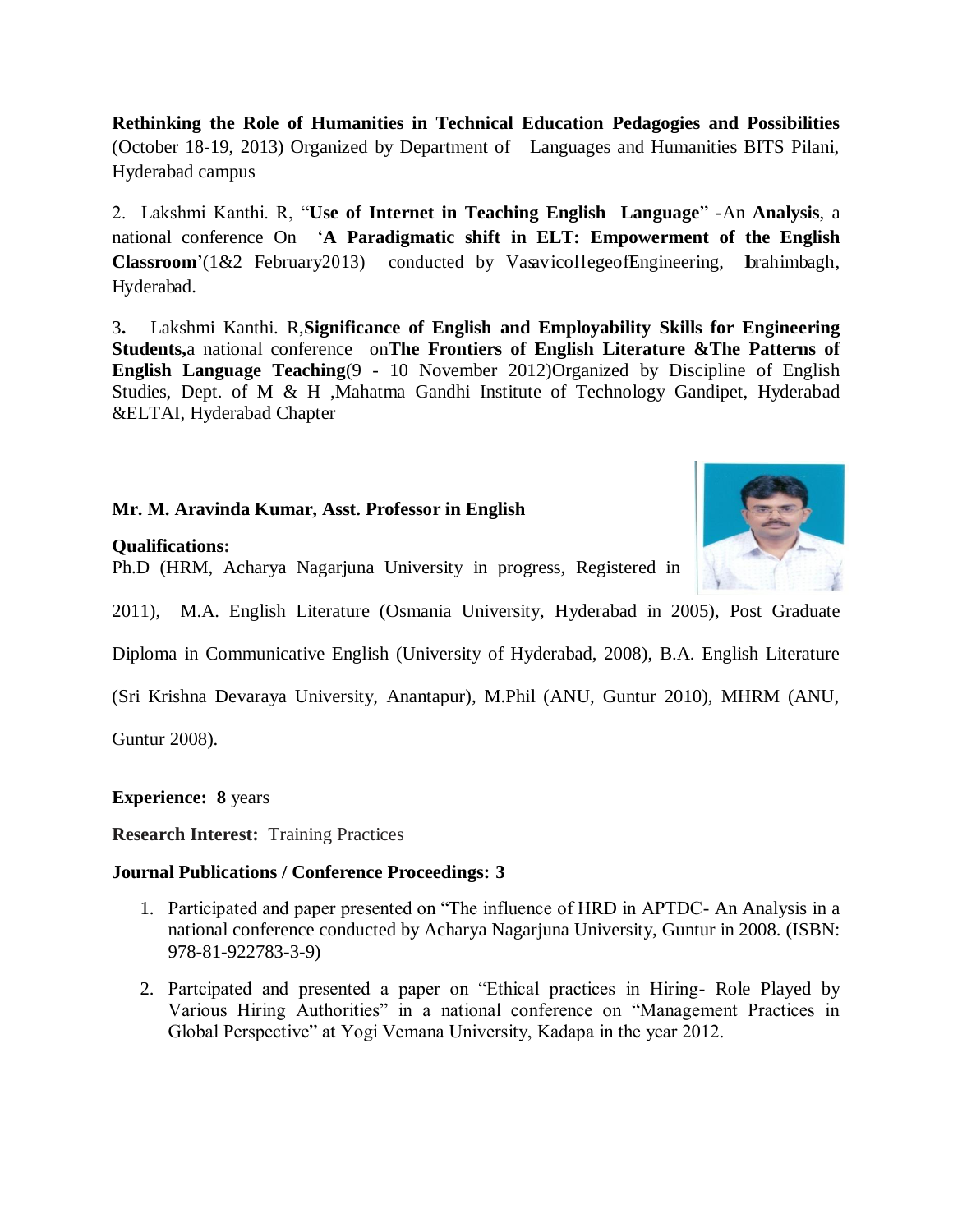**Rethinking the Role of Humanities in Technical Education Pedagogies and Possibilities** (October 18-19, 2013) Organized by Department of Languages and Humanities BITS Pilani, Hyderabad campus

2. Lakshmi Kanthi. R, "**Use of Internet in Teaching English Language**" -An **Analysis**, a national conference On '**A Paradigmatic shift in ELT: Empowerment of the English Classroom**'(1&2 February2013) conducted by VasavicollegeofEngineering, Ibrahimbagh, Hyderabad.

3. Lakshmi Kanthi. R,**Significance of English and Employability Skills for Engineering Students,**a national conference on**The Frontiers of English Literature &The Patterns of English Language Teaching**(9 - 10 November 2012)Organized by Discipline of English Studies, Dept. of M & H ,Mahatma Gandhi Institute of Technology Gandipet, Hyderabad &ELTAI, Hyderabad Chapter

**Mr. M. Aravinda Kumar, Asst. Professor in English**

**Qualifications:**
Ph.D (HRM, Acharya Nagarjuna University in progress, Registered in 2011), M.A. English Literature (Osmania University, Hyderabad in 2005), Post Graduate Diploma in Communicative English (University of Hyderabad, 2008), B.A. English Literature (Sri Krishna Devaraya University, Anantapur), M.Phil (ANU, Guntur 2010), MHRM (ANU, Guntur 2008).

**Experience: 8** years

**Research Interest:** Training Practices

**Journal Publications / Conference Proceedings: 3**

1. Participated and paper presented on "The influence of HRD in APTDC- An Analysis in a national conference conducted by Acharya Nagarjuna University, Guntur in 2008. (ISBN: 978-81-922783-3-9)
2. Partcipated and presented a paper on "Ethical practices in Hiring- Role Played by Various Hiring Authorities" in a national conference on "Management Practices in Global Perspective" at Yogi Vemana University, Kadapa in the year 2012.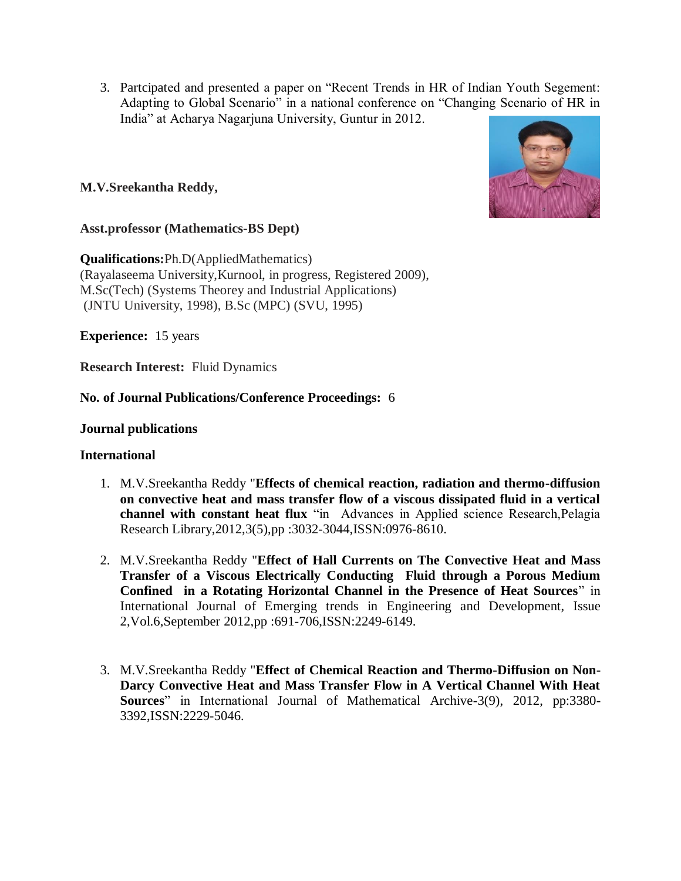3. Partcipated and presented a paper on “Recent Trends in HR of Indian Youth Segement: Adapting to Global Scenario” in a national conference on “Changing Scenario of HR in India” at Acharya Nagarjuna University, Guntur in 2012.

**M.V.Sreekantha Reddy,**

**Asst.professor (Mathematics-BS Dept)**

**Qualifications:**Ph.D(AppliedMathematics)
(Rayalaseema University,Kurnool, in progress, Registered 2009),
M.Sc(Tech) (Systems Theorey and Industrial Applications)
(JNTU University, 1998), B.Sc (MPC) (SVU, 1995)

**Experience:** 15 years

**Research Interest:** Fluid Dynamics

**No. of Journal Publications/Conference Proceedings:** 6

**Journal publications**

**International**

1. M.V.Sreekantha Reddy "**Effects of chemical reaction, radiation and thermo-diffusion on convective heat and mass transfer flow of a viscous dissipated fluid in a vertical channel with constant heat flux** “in Advances in Applied science Research,Pelagia Research Library,2012,3(5),pp :3032-3044,ISSN:0976-8610.

2. M.V.Sreekantha Reddy "**Effect of Hall Currents on The Convective Heat and Mass Transfer of a Viscous Electrically Conducting Fluid through a Porous Medium Confined in a Rotating Horizontal Channel in the Presence of Heat Sources**” in International Journal of Emerging trends in Engineering and Development, Issue 2,Vol.6,September 2012,pp :691-706,ISSN:2249-6149.

3. M.V.Sreekantha Reddy "**Effect of Chemical Reaction and Thermo-Diffusion on Non-Darcy Convective Heat and Mass Transfer Flow in A Vertical Channel With Heat Sources**” in International Journal of Mathematical Archive-3(9), 2012, pp:3380-3392,ISSN:2229-5046.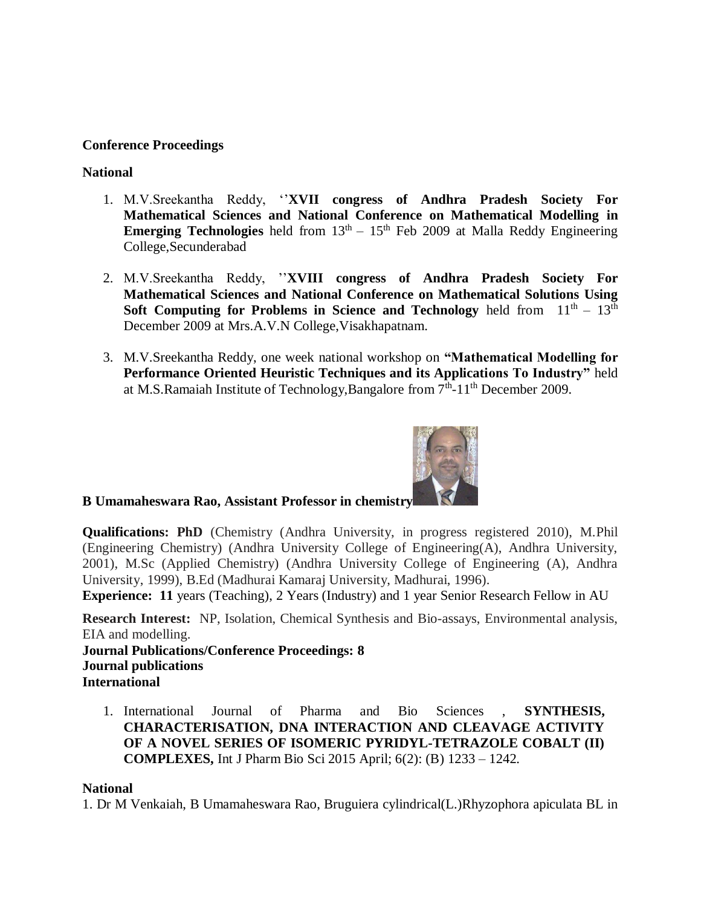**Conference Proceedings**

**National**

1. M.V.Sreekantha Reddy, ''**XVII congress of Andhra Pradesh Society For Mathematical Sciences and National Conference on Mathematical Modelling in Emerging Technologies** held from $13^{th}$ – $15^{th}$ Feb 2009 at Malla Reddy Engineering College,Secunderabad

2. M.V.Sreekantha Reddy, ''**XVIII congress of Andhra Pradesh Society For Mathematical Sciences and National Conference on Mathematical Solutions Using Soft Computing for Problems in Science and Technology** held from $11^{th}$ – $13^{th}$ December 2009 at Mrs.A.V.N College,Visakhapatnam.

3. M.V.Sreekantha Reddy, one week national workshop on **"Mathematical Modelling for Performance Oriented Heuristic Techniques and its Applications To Industry"** held at M.S.Ramaiah Institute of Technology,Bangalore from $7^{th}$-$11^{th}$ December 2009.

**B Umamaheswara Rao, Assistant Professor in chemistry**

**Qualifications: PhD** (Chemistry (Andhra University, in progress registered 2010), M.Phil (Engineering Chemistry) (Andhra University College of Engineering(A), Andhra University, 2001), M.Sc (Applied Chemistry) (Andhra University College of Engineering (A), Andhra University, 1999), B.Ed (Madhurai Kamaraj University, Madhurai, 1996).

**Experience: 11** years (Teaching), 2 Years (Industry) and 1 year Senior Research Fellow in AU

**Research Interest:** NP, Isolation, Chemical Synthesis and Bio-assays, Environmental analysis, EIA and modelling.

**Journal Publications/Conference Proceedings: 8**

**Journal publications**

**International**

1. International Journal of Pharma and Bio Sciences , **SYNTHESIS, CHARACTERISATION, DNA INTERACTION AND CLEAVAGE ACTIVITY OF A NOVEL SERIES OF ISOMERIC PYRIDYL-TETRAZOLE COBALT (II) COMPLEXES,** Int J Pharm Bio Sci 2015 April; 6(2): (B) 1233 – 1242.

**National**

1. Dr M Venkaiah, B Umamaheswara Rao, Bruguiera cylindrical(L.)Rhyzophora apiculata BL in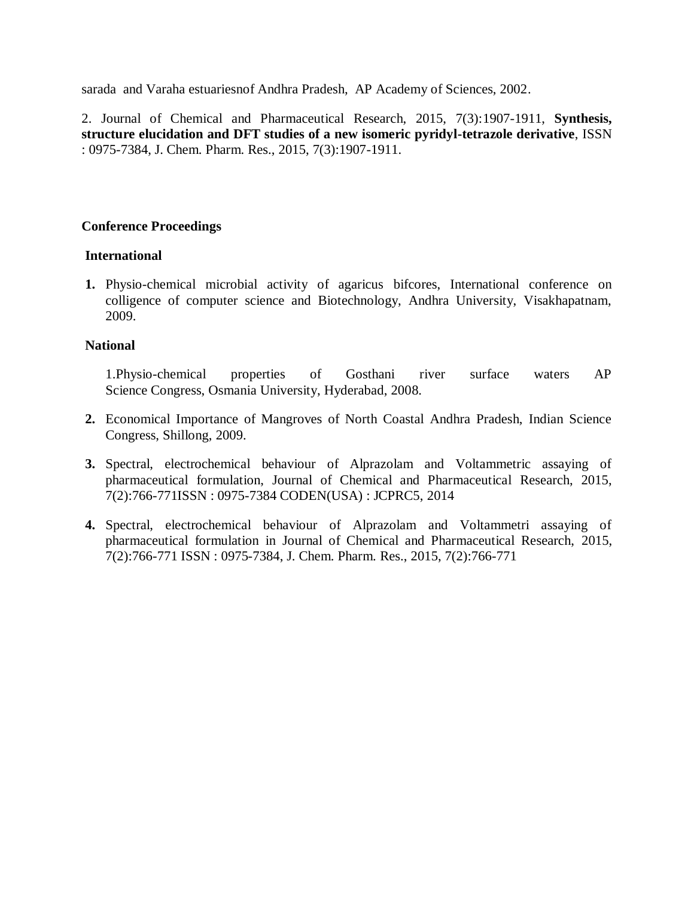sarada and Varaha estuariesnof Andhra Pradesh, AP Academy of Sciences, 2002.

2. Journal of Chemical and Pharmaceutical Research, 2015, 7(3):1907-1911, **Synthesis, structure elucidation and DFT studies of a new isomeric pyridyl-tetrazole derivative**, ISSN : 0975-7384, J. Chem. Pharm. Res., 2015, 7(3):1907-1911.

**Conference Proceedings**

**International**

1. Physio-chemical microbial activity of agaricus bifcores, International conference on colligence of computer science and Biotechnology, Andhra University, Visakhapatnam, 2009.

**National**

1. Physio-chemical properties of Gosthani river surface waters AP Science Congress, Osmania University, Hyderabad, 2008.
2. Economical Importance of Mangroves of North Coastal Andhra Pradesh, Indian Science Congress, Shillong, 2009.
3. Spectral, electrochemical behaviour of Alprazolam and Voltammetric assaying of pharmaceutical formulation, Journal of Chemical and Pharmaceutical Research, 2015, 7(2):766-771ISSN : 0975-7384 CODEN(USA) : JCPRC5, 2014
4. Spectral, electrochemical behaviour of Alprazolam and Voltammetri assaying of pharmaceutical formulation in Journal of Chemical and Pharmaceutical Research, 2015, 7(2):766-771 ISSN : 0975-7384, J. Chem. Pharm. Res., 2015, 7(2):766-771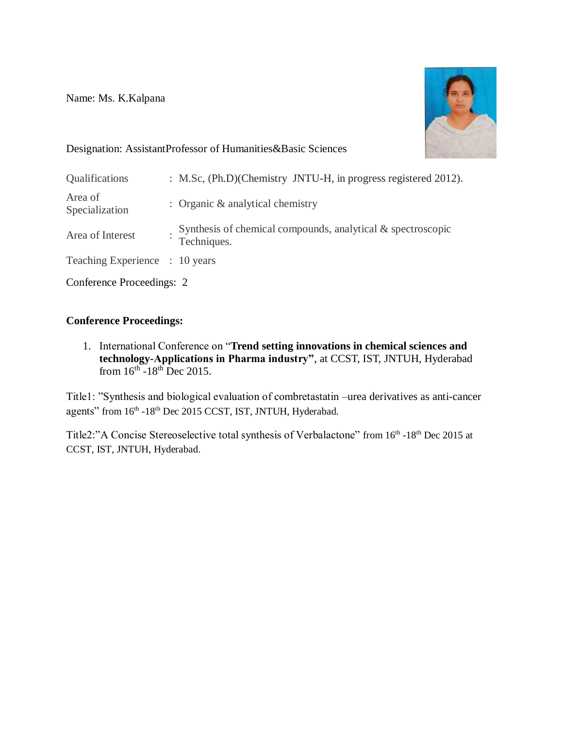Name: Ms. K.Kalpana

Designation: AssistantProfessor of Humanities&Basic Sciences

| | | |
|---|---|---|
| Qualifications | : | M.Sc, (Ph.D)(Chemistry JNTU-H, in progress registered 2012). |
| Area of Specialization | : | Organic & analytical chemistry |
| Area of Interest | : | Synthesis of chemical compounds, analytical & spectroscopic Techniques. |
| Teaching Experience | : | 10 years |

Conference Proceedings: 2

**Conference Proceedings:**

1. International Conference on "**Trend setting innovations in chemical sciences and technology-Applications in Pharma industry**", at CCST, IST, JNTUH, Hyderabad from 16th -18th Dec 2015.

Title1: "Synthesis and biological evaluation of combretastatin –urea derivatives as anti-cancer agents" from 16th -18th Dec 2015 CCST, IST, JNTUH, Hyderabad.

Title2:"A Concise Stereoselective total synthesis of Verbalactone" from 16th -18th Dec 2015 at CCST, IST, JNTUH, Hyderabad.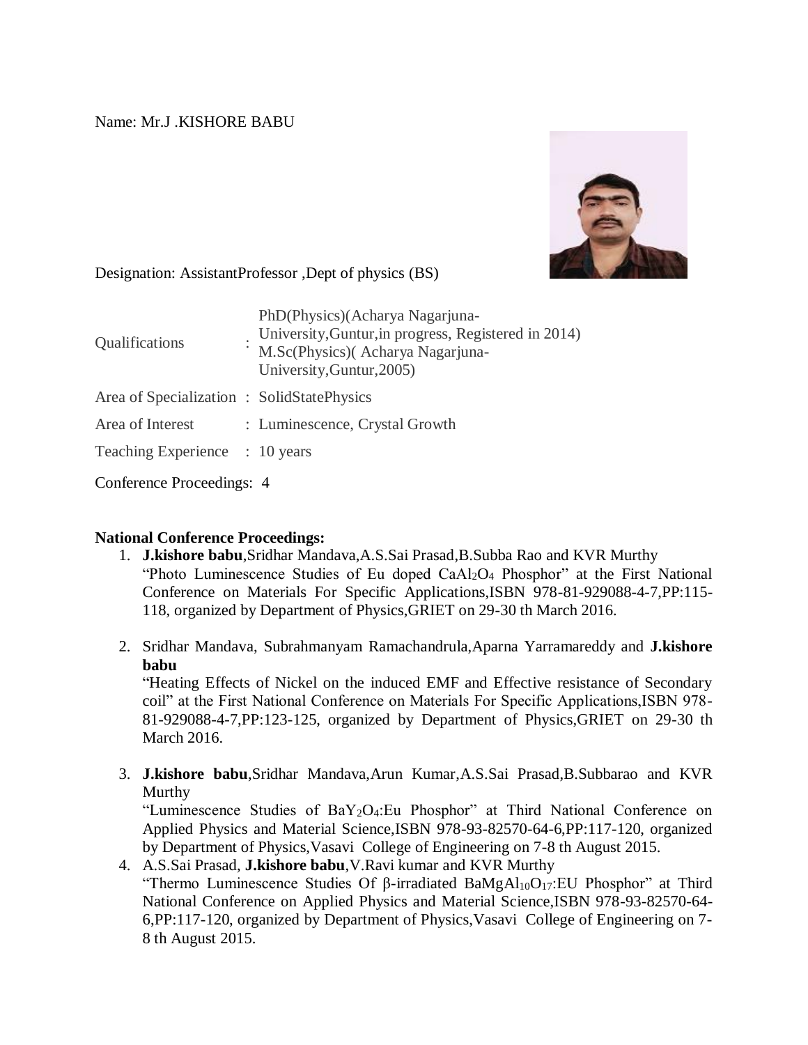Name: Mr.J .KISHORE BABU

Designation: AssistantProfessor ,Dept of physics (BS)

| | | |
|---|---|---|
| Qualifications | : | PhD(Physics)(Acharya Nagarjuna-University,Guntur,in progress, Registered in 2014) M.Sc(Physics)( Acharya Nagarjuna-University,Guntur,2005) |
| Area of Specialization | : | SolidStatePhysics |
| Area of Interest | : | Luminescence, Crystal Growth |
| Teaching Experience | : | 10 years |

Conference Proceedings: 4

**National Conference Proceedings:**

1. **J.kishore babu**,Sridhar Mandava,A.S.Sai Prasad,B.Subba Rao and KVR Murthy
   "Photo Luminescence Studies of Eu doped $CaAl_2O_4$ Phosphor" at the First National Conference on Materials For Specific Applications,ISBN 978-81-929088-4-7,PP:115-118, organized by Department of Physics,GRIET on 29-30 th March 2016.

2. Sridhar Mandava, Subrahmanyam Ramachandrula,Aparna Yarramareddy and **J.kishore babu**
   "Heating Effects of Nickel on the induced EMF and Effective resistance of Secondary coil" at the First National Conference on Materials For Specific Applications,ISBN 978-81-929088-4-7,PP:123-125, organized by Department of Physics,GRIET on 29-30 th March 2016.

3. **J.kishore babu**,Sridhar Mandava,Arun Kumar,A.S.Sai Prasad,B.Subbarao and KVR Murthy
   "Luminescence Studies of $BaY_2O_4$:Eu Phosphor" at Third National Conference on Applied Physics and Material Science,ISBN 978-93-82570-64-6,PP:117-120, organized by Department of Physics,Vasavi College of Engineering on 7-8 th August 2015.

4. A.S.Sai Prasad, **J.kishore babu**,V.Ravi kumar and KVR Murthy
   "Thermo Luminescence Studies Of β-irradiated $BaMgAl_{10}O_{17}$:EU Phosphor" at Third National Conference on Applied Physics and Material Science,ISBN 978-93-82570-64-6,PP:117-120, organized by Department of Physics,Vasavi College of Engineering on 7-8 th August 2015.